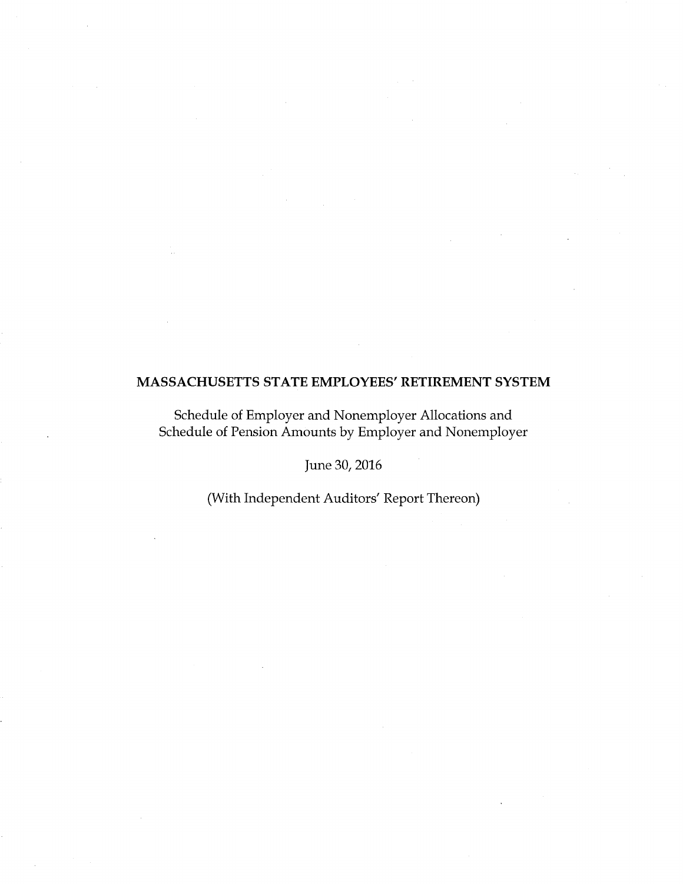# MASSACHUSETTS STATE EMPLOYEES' RETIREMENT SYSTEM

Schedule of Employer and Nonemployer Allocations and
Schedule of Pension Amounts by Employer and Nonemployer

June 30, 2016

(With Independent Auditors' Report Thereon)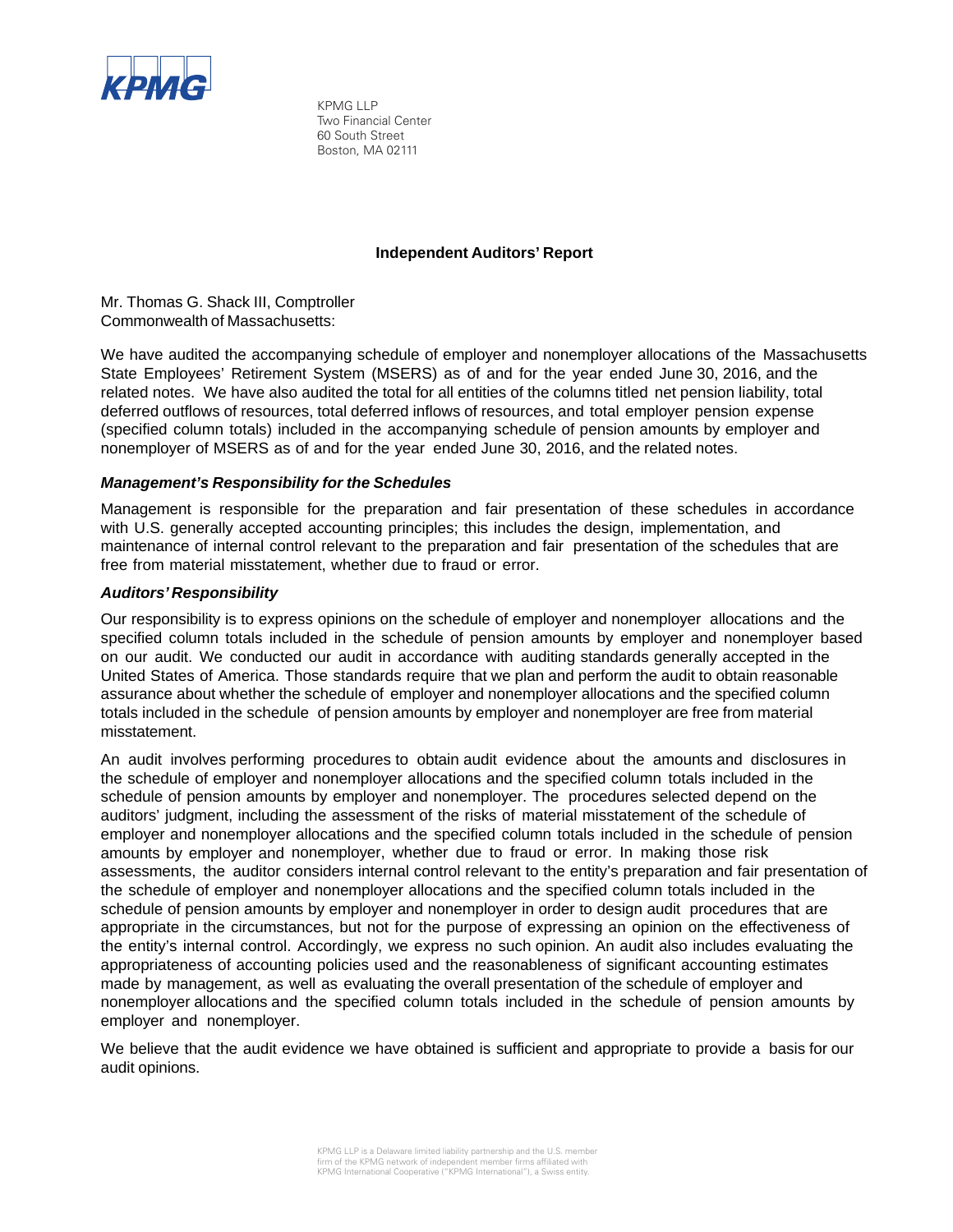KPMG LLP
Two Financial Center
60 South Street
Boston, MA 02111

# Independent Auditors' Report

Mr. Thomas G. Shack III, Comptroller
Commonwealth of Massachusetts:

We have audited the accompanying schedule of employer and nonemployer allocations of the Massachusetts State Employees' Retirement System (MSERS) as of and for the year ended June 30, 2016, and the related notes. We have also audited the total for all entities of the columns titled net pension liability, total deferred outflows of resources, total deferred inflows of resources, and total employer pension expense (specified column totals) included in the accompanying schedule of pension amounts by employer and nonemployer of MSERS as of and for the year ended June 30, 2016, and the related notes.

### *Management's Responsibility for the Schedules*

Management is responsible for the preparation and fair presentation of these schedules in accordance with U.S. generally accepted accounting principles; this includes the design, implementation, and maintenance of internal control relevant to the preparation and fair presentation of the schedules that are free from material misstatement, whether due to fraud or error.

### *Auditors' Responsibility*

Our responsibility is to express opinions on the schedule of employer and nonemployer allocations and the specified column totals included in the schedule of pension amounts by employer and nonemployer based on our audit. We conducted our audit in accordance with auditing standards generally accepted in the United States of America. Those standards require that we plan and perform the audit to obtain reasonable assurance about whether the schedule of employer and nonemployer allocations and the specified column totals included in the schedule of pension amounts by employer and nonemployer are free from material misstatement.

An audit involves performing procedures to obtain audit evidence about the amounts and disclosures in the schedule of employer and nonemployer allocations and the specified column totals included in the schedule of pension amounts by employer and nonemployer. The procedures selected depend on the auditors' judgment, including the assessment of the risks of material misstatement of the schedule of employer and nonemployer allocations and the specified column totals included in the schedule of pension amounts by employer and nonemployer, whether due to fraud or error. In making those risk assessments, the auditor considers internal control relevant to the entity's preparation and fair presentation of the schedule of employer and nonemployer allocations and the specified column totals included in the schedule of pension amounts by employer and nonemployer in order to design audit procedures that are appropriate in the circumstances, but not for the purpose of expressing an opinion on the effectiveness of the entity's internal control. Accordingly, we express no such opinion. An audit also includes evaluating the appropriateness of accounting policies used and the reasonableness of significant accounting estimates made by management, as well as evaluating the overall presentation of the schedule of employer and nonemployer allocations and the specified column totals included in the schedule of pension amounts by employer and nonemployer.

We believe that the audit evidence we have obtained is sufficient and appropriate to provide a basis for our audit opinions.

KPMG LLP is a Delaware limited liability partnership and the U.S. member firm of the KPMG network of independent member firms affiliated with KPMG International Cooperative ("KPMG International"), a Swiss entity.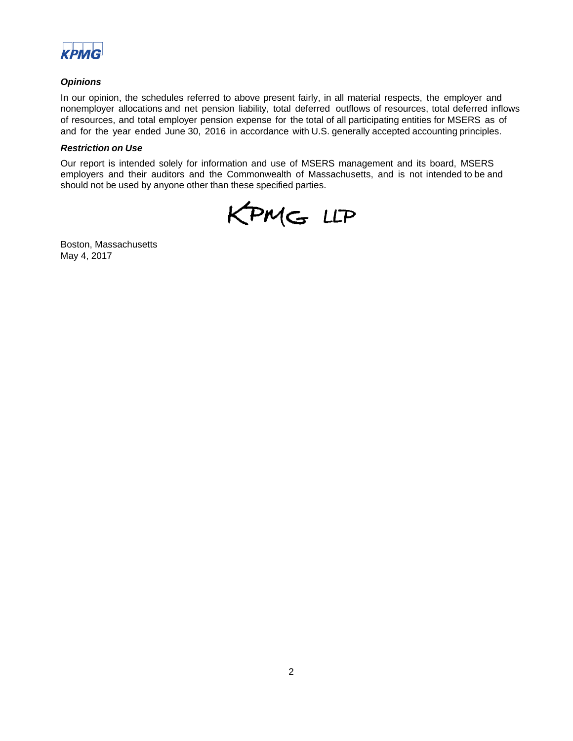*Opinions*

In our opinion, the schedules referred to above present fairly, in all material respects, the employer and nonemployer allocations and net pension liability, total deferred outflows of resources, total deferred inflows of resources, and total employer pension expense for the total of all participating entities for MSERS as of and for the year ended June 30, 2016 in accordance with U.S. generally accepted accounting principles.

*Restriction on Use*

Our report is intended solely for information and use of MSERS management and its board, MSERS employers and their auditors and the Commonwealth of Massachusetts, and is not intended to be and should not be used by anyone other than these specified parties.

KPMG LLP

Boston, Massachusetts
May 4, 2017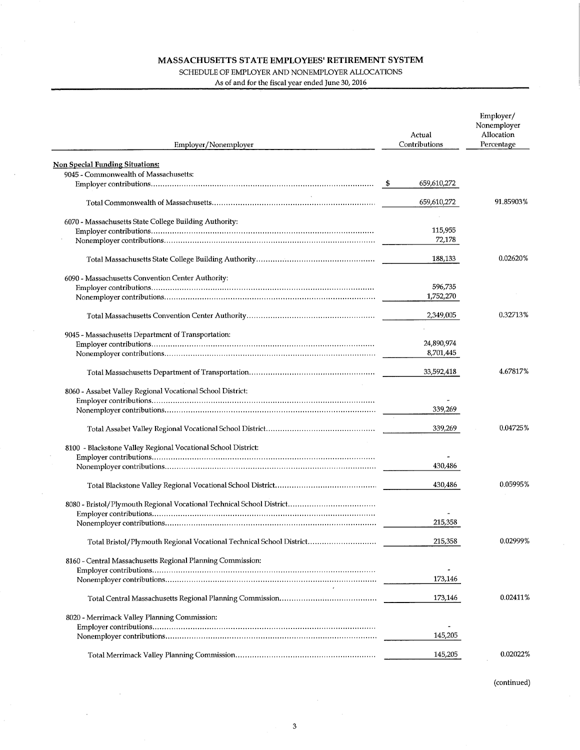# MASSACHUSETTS STATE EMPLOYEES' RETIREMENT SYSTEM

SCHEDULE OF EMPLOYER AND NONEMPLOYER ALLOCATIONS

As of and for the fiscal year ended June 30, 2016

| Employer/Nonemployer | Actual Contributions | Employer/ Nonemployer Allocation Percentage |
|---|---|---|
| **Non Special Funding Situations:** | | |
| 9045 - Commonwealth of Massachusetts: | | |
| Employer contributions | $ 659,610,272 | |
| Total Commonwealth of Massachusetts | 659,610,272 | 91.85903% |
| 6070 - Massachusetts State College Building Authority: | | |
| Employer contributions | 115,955 | |
| Nonemployer contributions | 72,178 | |
| Total Massachusetts State College Building Authority | 188,133 | 0.02620% |
| 6090 - Massachusetts Convention Center Authority: | | |
| Employer contributions | 596,735 | |
| Nonemployer contributions | 1,752,270 | |
| Total Massachusetts Convention Center Authority | 2,349,005 | 0.32713% |
| 9045 - Massachusetts Department of Transportation: | | |
| Employer contributions | 24,890,974 | |
| Nonemployer contributions | 8,701,445 | |
| Total Massachusetts Department of Transportation | 33,592,418 | 4.67817% |
| 8060 - Assabet Valley Regional Vocational School District: | | |
| Employer contributions | - | |
| Nonemployer contributions | 339,269 | |
| Total Assabet Valley Regional Vocational School District | 339,269 | 0.04725% |
| 8100 - Blackstone Valley Regional Vocational School District: | | |
| Employer contributions | - | |
| Nonemployer contributions | 430,486 | |
| Total Blackstone Valley Regional Vocational School District | 430,486 | 0.05995% |
| 8080 - Bristol/Plymouth Regional Vocational Technical School District | | |
| Employer contributions | - | |
| Nonemployer contributions | 215,358 | |
| Total Bristol/Plymouth Regional Vocational Technical School District | 215,358 | 0.02999% |
| 8160 - Central Massachusetts Regional Planning Commission: | | |
| Employer contributions | - | |
| Nonemployer contributions | 173,146 | |
| Total Central Massachusetts Regional Planning Commission | 173,146 | 0.02411% |
| 8020 - Merrimack Valley Planning Commission: | | |
| Employer contributions | - | |
| Nonemployer contributions | 145,205 | |
| Total Merrimack Valley Planning Commission | 145,205 | 0.02022% |

(continued)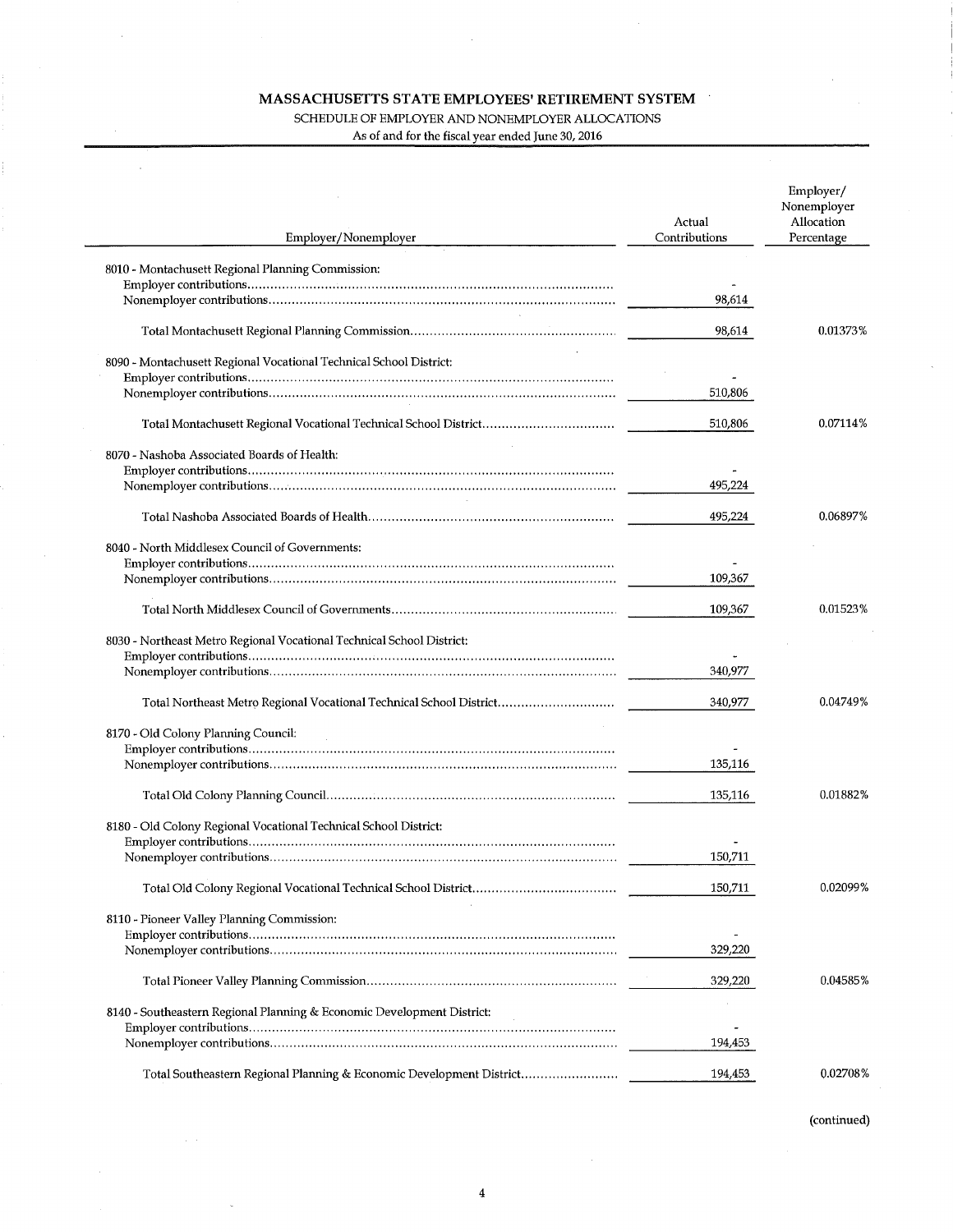# MASSACHUSETTS STATE EMPLOYEES' RETIREMENT SYSTEM

SCHEDULE OF EMPLOYER AND NONEMPLOYER ALLOCATIONS

As of and for the fiscal year ended June 30, 2016

| Employer/Nonemployer | Actual Contributions | Employer/ Nonemployer Allocation Percentage |
|---|---|---|
| 8010 - Montachusett Regional Planning Commission: | | |
| Employer contributions | - | |
| Nonemployer contributions | 98,614 | |
| Total Montachusett Regional Planning Commission | 98,614 | 0.01373% |
| 8090 - Montachusett Regional Vocational Technical School District: | | |
| Employer contributions | - | |
| Nonemployer contributions | 510,806 | |
| Total Montachusett Regional Vocational Technical School District | 510,806 | 0.07114% |
| 8070 - Nashoba Associated Boards of Health: | | |
| Employer contributions | - | |
| Nonemployer contributions | 495,224 | |
| Total Nashoba Associated Boards of Health | 495,224 | 0.06897% |
| 8040 - North Middlesex Council of Governments: | | |
| Employer contributions | - | |
| Nonemployer contributions | 109,367 | |
| Total North Middlesex Council of Governments | 109,367 | 0.01523% |
| 8030 - Northeast Metro Regional Vocational Technical School District: | | |
| Employer contributions | - | |
| Nonemployer contributions | 340,977 | |
| Total Northeast Metro Regional Vocational Technical School District | 340,977 | 0.04749% |
| 8170 - Old Colony Planning Council: | | |
| Employer contributions | - | |
| Nonemployer contributions | 135,116 | |
| Total Old Colony Planning Council | 135,116 | 0.01882% |
| 8180 - Old Colony Regional Vocational Technical School District: | | |
| Employer contributions | - | |
| Nonemployer contributions | 150,711 | |
| Total Old Colony Regional Vocational Technical School District | 150,711 | 0.02099% |
| 8110 - Pioneer Valley Planning Commission: | | |
| Employer contributions | - | |
| Nonemployer contributions | 329,220 | |
| Total Pioneer Valley Planning Commission | 329,220 | 0.04585% |
| 8140 - Southeastern Regional Planning & Economic Development District: | | |
| Employer contributions | - | |
| Nonemployer contributions | 194,453 | |
| Total Southeastern Regional Planning & Economic Development District | 194,453 | 0.02708% |

(continued)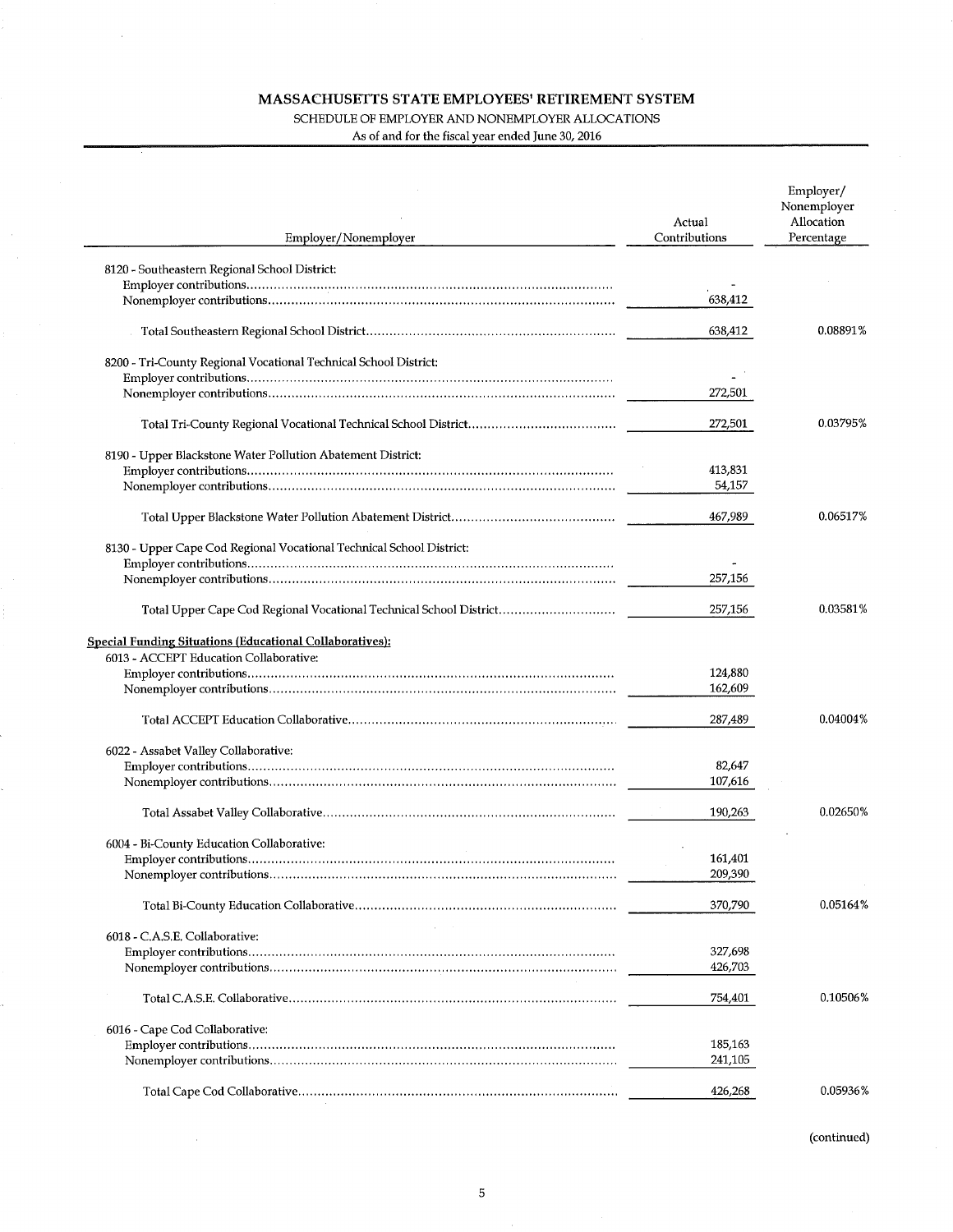# MASSACHUSETTS STATE EMPLOYEES' RETIREMENT SYSTEM

SCHEDULE OF EMPLOYER AND NONEMPLOYER ALLOCATIONS

As of and for the fiscal year ended June 30, 2016

| Employer/Nonemployer | Actual Contributions | Employer/ Nonemployer Allocation Percentage |
|---|---|---|
| 8120 - Southeastern Regional School District: | | |
| Employer contributions | - | |
| Nonemployer contributions | 638,412 | |
| Total Southeastern Regional School District | 638,412 | 0.08891% |
| 8200 - Tri-County Regional Vocational Technical School District: | | |
| Employer contributions | - | |
| Nonemployer contributions | 272,501 | |
| Total Tri-County Regional Vocational Technical School District | 272,501 | 0.03795% |
| 8190 - Upper Blackstone Water Pollution Abatement District: | | |
| Employer contributions | 413,831 | |
| Nonemployer contributions | 54,157 | |
| Total Upper Blackstone Water Pollution Abatement District | 467,989 | 0.06517% |
| 8130 - Upper Cape Cod Regional Vocational Technical School District: | | |
| Employer contributions | - | |
| Nonemployer contributions | 257,156 | |
| Total Upper Cape Cod Regional Vocational Technical School District | 257,156 | 0.03581% |
| **Special Funding Situations (Educational Collaboratives):** | | |
| 6013 - ACCEPT Education Collaborative: | | |
| Employer contributions | 124,880 | |
| Nonemployer contributions | 162,609 | |
| Total ACCEPT Education Collaborative | 287,489 | 0.04004% |
| 6022 - Assabet Valley Collaborative: | | |
| Employer contributions | 82,647 | |
| Nonemployer contributions | 107,616 | |
| Total Assabet Valley Collaborative | 190,263 | 0.02650% |
| 6004 - Bi-County Education Collaborative: | | |
| Employer contributions | 161,401 | |
| Nonemployer contributions | 209,390 | |
| Total Bi-County Education Collaborative | 370,790 | 0.05164% |
| 6018 - C.A.S.E. Collaborative: | | |
| Employer contributions | 327,698 | |
| Nonemployer contributions | 426,703 | |
| Total C.A.S.E. Collaborative | 754,401 | 0.10506% |
| 6016 - Cape Cod Collaborative: | | |
| Employer contributions | 185,163 | |
| Nonemployer contributions | 241,105 | |
| Total Cape Cod Collaborative | 426,268 | 0.05936% |

(continued)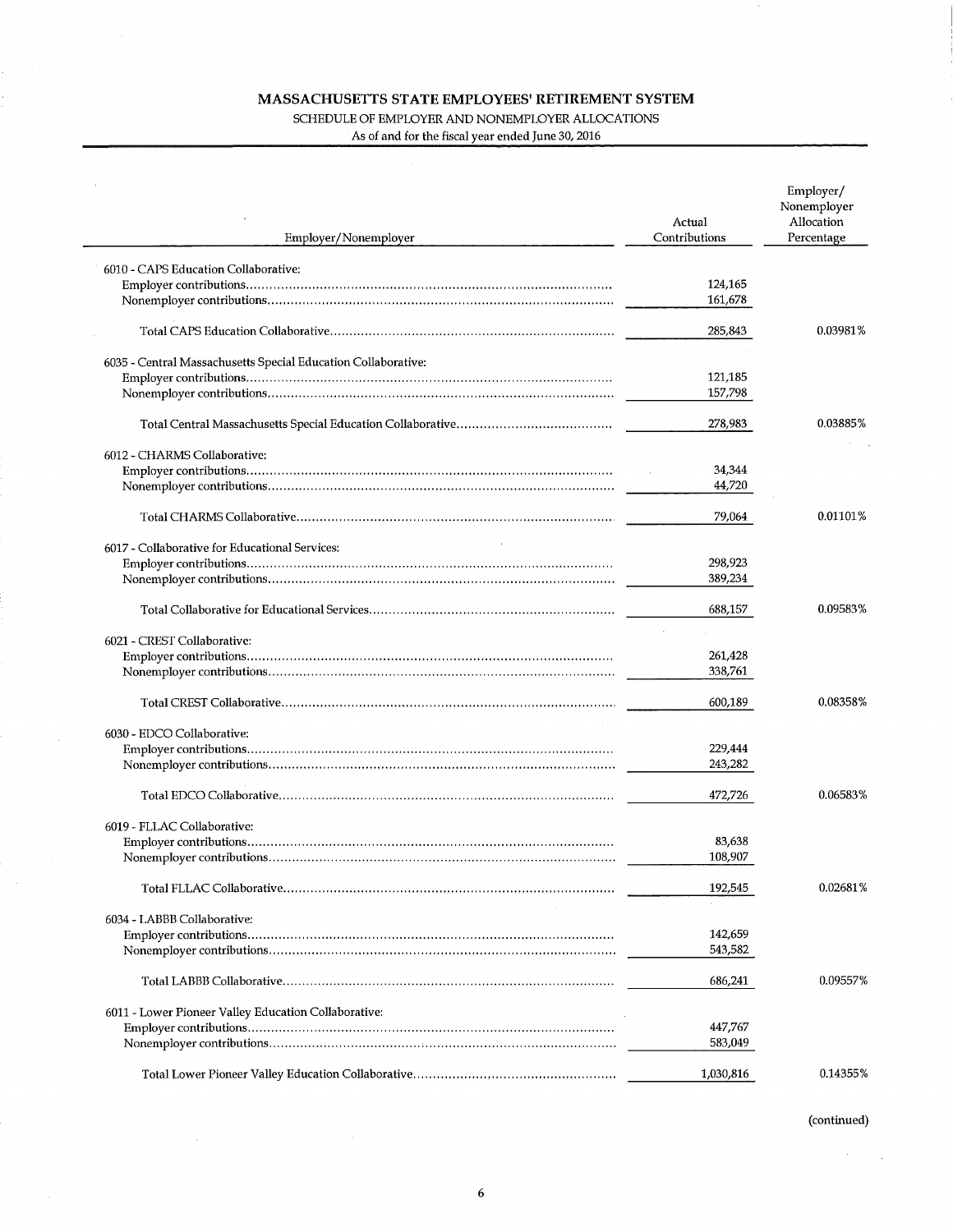# MASSACHUSETTS STATE EMPLOYEES' RETIREMENT SYSTEM

SCHEDULE OF EMPLOYER AND NONEMPLOYER ALLOCATIONS

As of and for the fiscal year ended June 30, 2016

| Employer/Nonemployer | Actual Contributions | Employer/ Nonemployer Allocation Percentage |
|---|---|---|
| 6010 - CAPS Education Collaborative: | | |
| Employer contributions | 124,165 | |
| Nonemployer contributions | 161,678 | |
| Total CAPS Education Collaborative | 285,843 | 0.03981% |
| 6035 - Central Massachusetts Special Education Collaborative: | | |
| Employer contributions | 121,185 | |
| Nonemployer contributions | 157,798 | |
| Total Central Massachusetts Special Education Collaborative | 278,983 | 0.03885% |
| 6012 - CHARMS Collaborative: | | |
| Employer contributions | 34,344 | |
| Nonemployer contributions | 44,720 | |
| Total CHARMS Collaborative | 79,064 | 0.01101% |
| 6017 - Collaborative for Educational Services: | | |
| Employer contributions | 298,923 | |
| Nonemployer contributions | 389,234 | |
| Total Collaborative for Educational Services | 688,157 | 0.09583% |
| 6021 - CREST Collaborative: | | |
| Employer contributions | 261,428 | |
| Nonemployer contributions | 338,761 | |
| Total CREST Collaborative | 600,189 | 0.08358% |
| 6030 - EDCO Collaborative: | | |
| Employer contributions | 229,444 | |
| Nonemployer contributions | 243,282 | |
| Total EDCO Collaborative | 472,726 | 0.06583% |
| 6019 - FLLAC Collaborative: | | |
| Employer contributions | 83,638 | |
| Nonemployer contributions | 108,907 | |
| Total FLLAC Collaborative | 192,545 | 0.02681% |
| 6034 - LABBB Collaborative: | | |
| Employer contributions | 142,659 | |
| Nonemployer contributions | 543,582 | |
| Total LABBB Collaborative | 686,241 | 0.09557% |
| 6011 - Lower Pioneer Valley Education Collaborative: | | |
| Employer contributions | 447,767 | |
| Nonemployer contributions | 583,049 | |
| Total Lower Pioneer Valley Education Collaborative | 1,030,816 | 0.14355% |

(continued)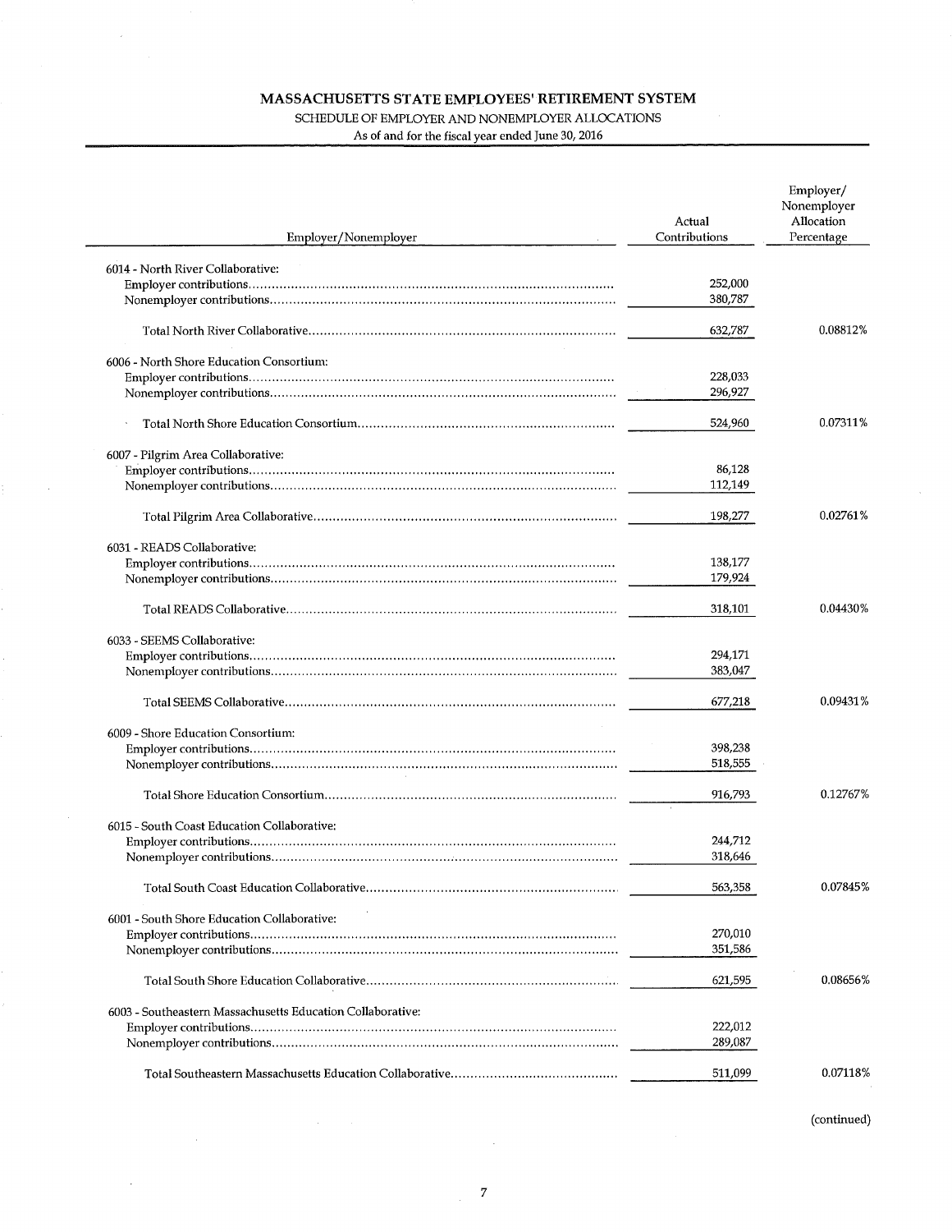# MASSACHUSETTS STATE EMPLOYEES' RETIREMENT SYSTEM

SCHEDULE OF EMPLOYER AND NONEMPLOYER ALLOCATIONS

As of and for the fiscal year ended June 30, 2016

| Employer/Nonemployer | Actual Contributions | Employer/ Nonemployer Allocation Percentage |
|---|---|---|
| 6014 - North River Collaborative: | | |
| Employer contributions | 252,000 | |
| Nonemployer contributions | 380,787 | |
| Total North River Collaborative | 632,787 | 0.08812% |
| 6006 - North Shore Education Consortium: | | |
| Employer contributions | 228,033 | |
| Nonemployer contributions | 296,927 | |
| Total North Shore Education Consortium | 524,960 | 0.07311% |
| 6007 - Pilgrim Area Collaborative: | | |
| Employer contributions | 86,128 | |
| Nonemployer contributions | 112,149 | |
| Total Pilgrim Area Collaborative | 198,277 | 0.02761% |
| 6031 - READS Collaborative: | | |
| Employer contributions | 138,177 | |
| Nonemployer contributions | 179,924 | |
| Total READS Collaborative | 318,101 | 0.04430% |
| 6033 - SEEMS Collaborative: | | |
| Employer contributions | 294,171 | |
| Nonemployer contributions | 383,047 | |
| Total SEEMS Collaborative | 677,218 | 0.09431% |
| 6009 - Shore Education Consortium: | | |
| Employer contributions | 398,238 | |
| Nonemployer contributions | 518,555 | |
| Total Shore Education Consortium | 916,793 | 0.12767% |
| 6015 - South Coast Education Collaborative: | | |
| Employer contributions | 244,712 | |
| Nonemployer contributions | 318,646 | |
| Total South Coast Education Collaborative | 563,358 | 0.07845% |
| 6001 - South Shore Education Collaborative: | | |
| Employer contributions | 270,010 | |
| Nonemployer contributions | 351,586 | |
| Total South Shore Education Collaborative | 621,595 | 0.08656% |
| 6003 - Southeastern Massachusetts Education Collaborative: | | |
| Employer contributions | 222,012 | |
| Nonemployer contributions | 289,087 | |
| Total Southeastern Massachusetts Education Collaborative | 511,099 | 0.07118% |

(continued)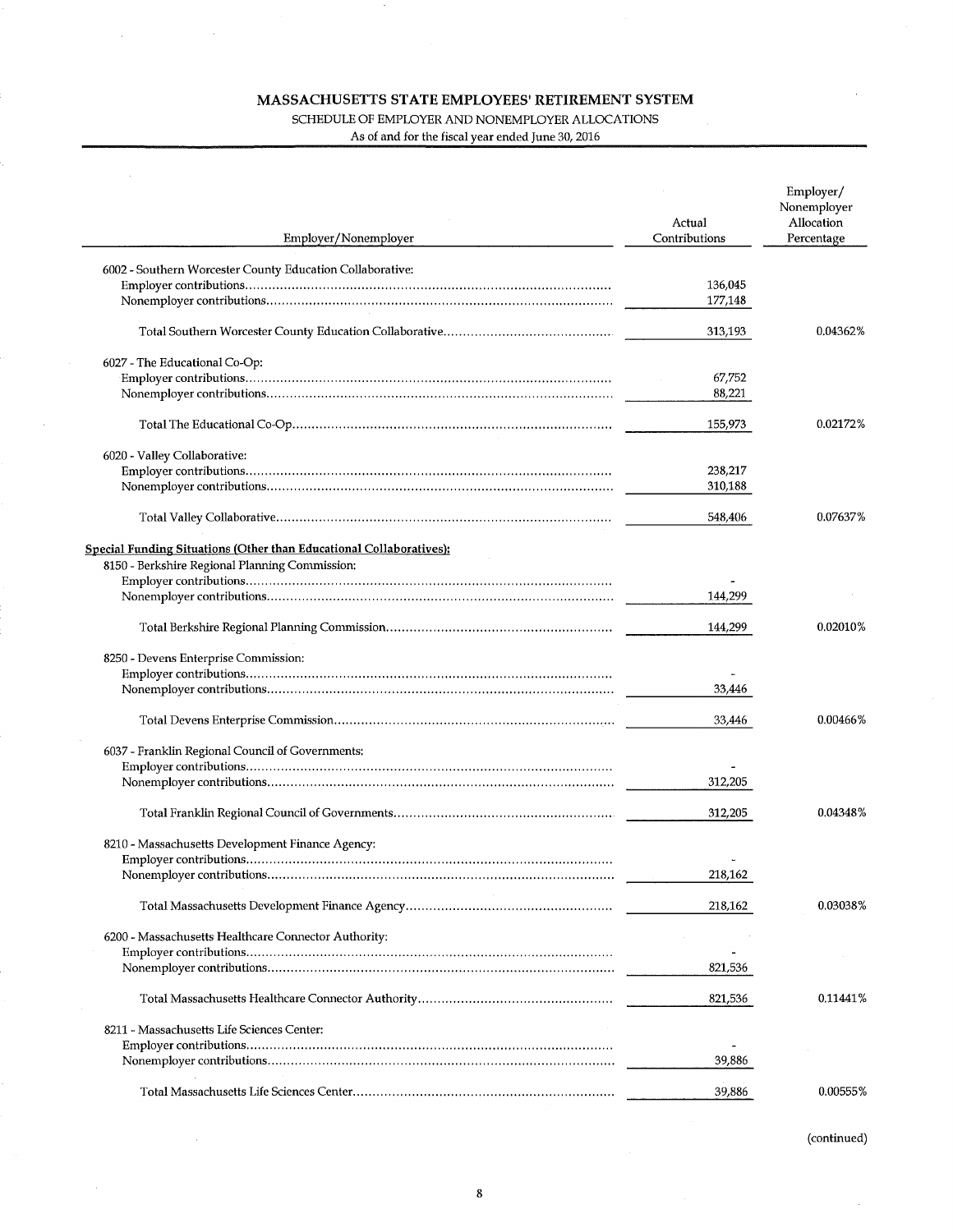# MASSACHUSETTS STATE EMPLOYEES' RETIREMENT SYSTEM

SCHEDULE OF EMPLOYER AND NONEMPLOYER ALLOCATIONS

As of and for the fiscal year ended June 30, 2016

| Employer/Nonemployer | Actual Contributions | Employer/ Nonemployer Allocation Percentage |
|---|---|---|
| 6002 - Southern Worcester County Education Collaborative: | | |
| Employer contributions | 136,045 | |
| Nonemployer contributions | 177,148 | |
| Total Southern Worcester County Education Collaborative | 313,193 | 0.04362% |
| 6027 - The Educational Co-Op: | | |
| Employer contributions | 67,752 | |
| Nonemployer contributions | 88,221 | |
| Total The Educational Co-Op | 155,973 | 0.02172% |
| 6020 - Valley Collaborative: | | |
| Employer contributions | 238,217 | |
| Nonemployer contributions | 310,188 | |
| Total Valley Collaborative | 548,406 | 0.07637% |
| **Special Funding Situations (Other than Educational Collaboratives):** | | |
| 8150 - Berkshire Regional Planning Commission: | | |
| Employer contributions | - | |
| Nonemployer contributions | 144,299 | |
| Total Berkshire Regional Planning Commission | 144,299 | 0.02010% |
| 8250 - Devens Enterprise Commission: | | |
| Employer contributions | - | |
| Nonemployer contributions | 33,446 | |
| Total Devens Enterprise Commission | 33,446 | 0.00466% |
| 6037 - Franklin Regional Council of Governments: | | |
| Employer contributions | - | |
| Nonemployer contributions | 312,205 | |
| Total Franklin Regional Council of Governments | 312,205 | 0.04348% |
| 8210 - Massachusetts Development Finance Agency: | | |
| Employer contributions | - | |
| Nonemployer contributions | 218,162 | |
| Total Massachusetts Development Finance Agency | 218,162 | 0.03038% |
| 6200 - Massachusetts Healthcare Connector Authority: | | |
| Employer contributions | - | |
| Nonemployer contributions | 821,536 | |
| Total Massachusetts Healthcare Connector Authority | 821,536 | 0.11441% |
| 8211 - Massachusetts Life Sciences Center: | | |
| Employer contributions | - | |
| Nonemployer contributions | 39,886 | |
| Total Massachusetts Life Sciences Center | 39,886 | 0.00555% |

(continued)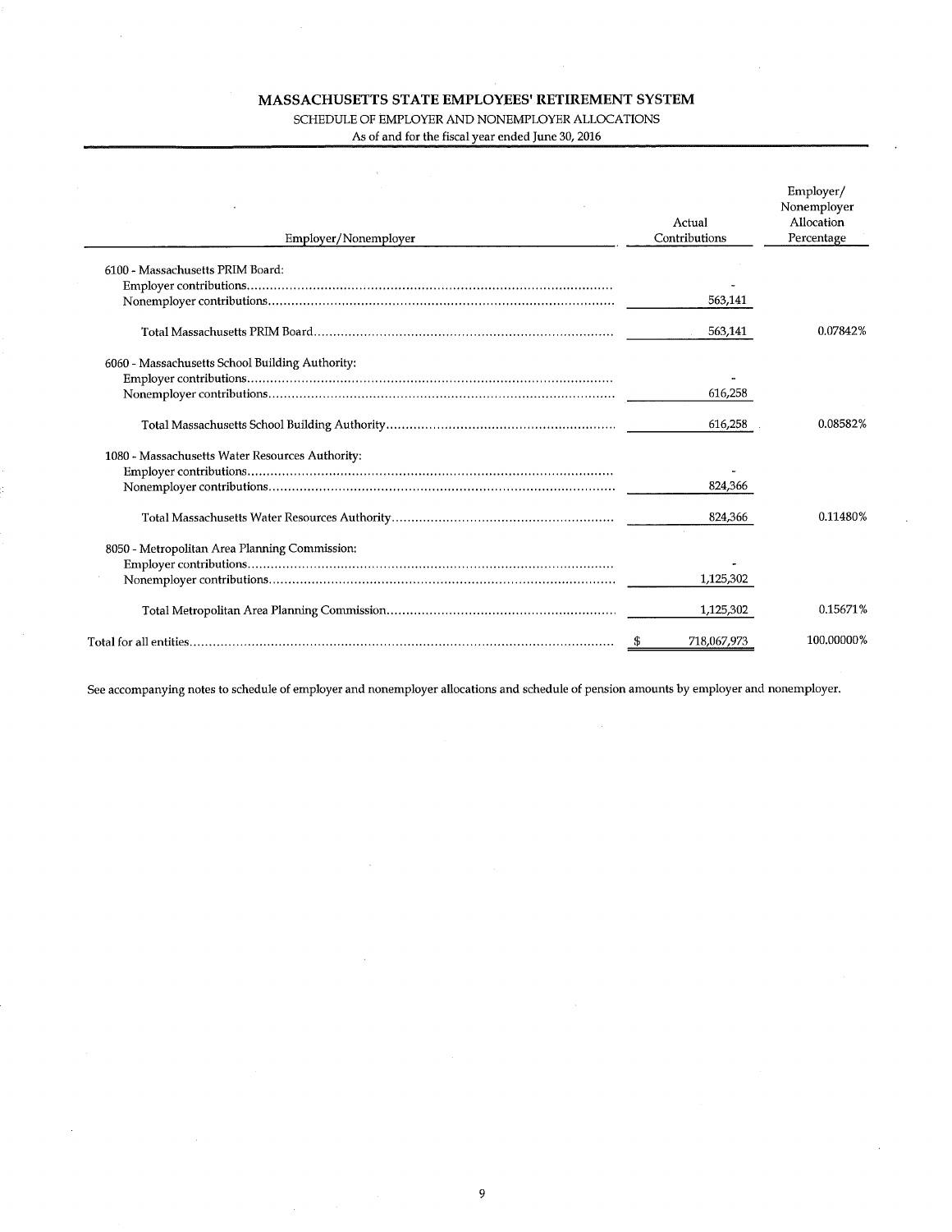# MASSACHUSETTS STATE EMPLOYEES' RETIREMENT SYSTEM

SCHEDULE OF EMPLOYER AND NONEMPLOYER ALLOCATIONS

As of and for the fiscal year ended June 30, 2016

| Employer/Nonemployer | Actual Contributions | Employer/ Nonemployer Allocation Percentage |
|---|---|---|
| 6100 - Massachusetts PRIM Board: | | |
| Employer contributions | - | |
| Nonemployer contributions | 563,141 | |
| Total Massachusetts PRIM Board | 563,141 | 0.07842% |
| 6060 - Massachusetts School Building Authority: | | |
| Employer contributions | - | |
| Nonemployer contributions | 616,258 | |
| Total Massachusetts School Building Authority | 616,258 | 0.08582% |
| 1080 - Massachusetts Water Resources Authority: | | |
| Employer contributions | - | |
| Nonemployer contributions | 824,366 | |
| Total Massachusetts Water Resources Authority | 824,366 | 0.11480% |
| 8050 - Metropolitan Area Planning Commission: | | |
| Employer contributions | - | |
| Nonemployer contributions | 1,125,302 | |
| Total Metropolitan Area Planning Commission | 1,125,302 | 0.15671% |
| Total for all entities | $ 718,067,973 | 100.00000% |

See accompanying notes to schedule of employer and nonemployer allocations and schedule of pension amounts by employer and nonemployer.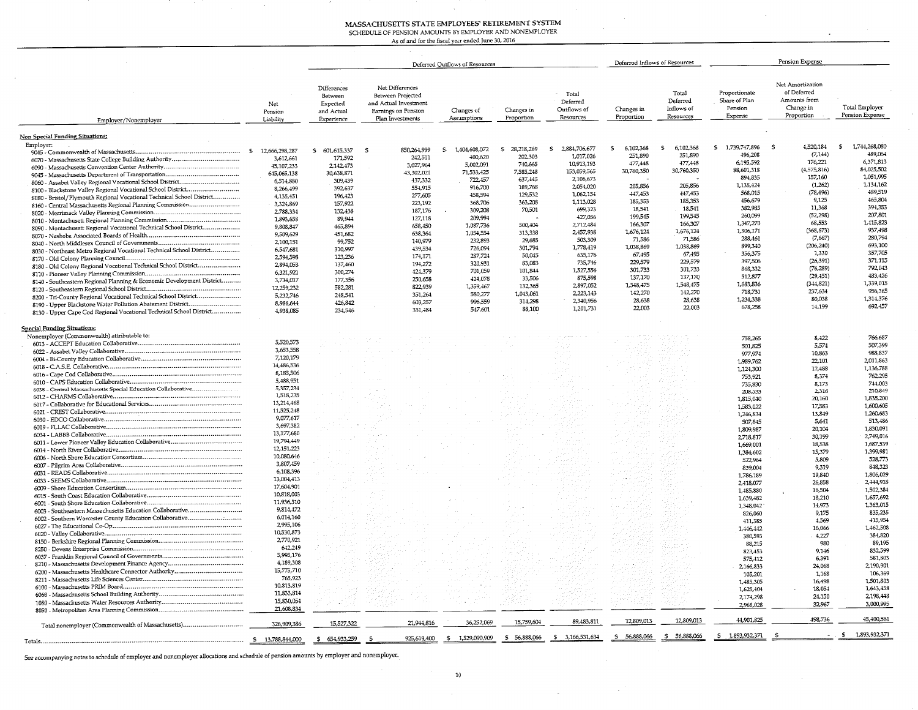# MASSACHUSETTS STATE EMPLOYEES' RETIREMENT SYSTEM

SCHEDULE OF PENSION AMOUNTS BY EMPLOYER AND NONEMPLOYER

As of and for the fiscal year ended June 30, 2016

| | | Deferred Outflows of Resources | | | | | Deferred Inflows of Resources | | Pension Expense | | |
|---|---|---|---|---|---|---|---|---|---|---|---|
| Employer/Nonemployer | Net Pension Liability | Differences Between Expected and Actual Experience | Net Differences Between Projected and Actual Investment Earnings on Pension Plan Investments | Changes of Assumptions | Changes in Proportion | Total Deferred Outflows of Resources | Changes in Proportion | Total Deferred Inflows of Resources | Proportionate Share of Plan Pension Expense | Net Amortization of Deferred Amounts from Change in Proportion | Total Employer Pension Expense |
| **Non Special Funding Situations:** | | | | | | | | | | | |
| Employer: | | | | | | | | | | | |
| 9045 - Commonwealth of Massachusetts | $ 12,666,298,287 | $ 601,615,337 | $ 850,264,999 | $ 1,404,608,072 | $ 28,218,269 | $ 2,884,706,677 | $ 6,102,368 | $ 6,102,368 | $ 1,739,747,896 | $ 4,520,184 | $ 1,744,268,080 |
| 6070 - Massachusetts State College Building Authority | 3,612,661 | 171,592 | 242,511 | 400,620 | 202,303 | 1,017,026 | 251,890 | 251,890 | 496,208 | (7,144) | 489,064 |
| 6090 - Massachusetts Convention Center Authority | 45,107,233 | 2,142,473 | 3,027,964 | 5,002,091 | 740,665 | 10,913,193 | 477,448 | 477,448 | 6,195,592 | 176,221 | 6,371,813 |
| 9045 - Massachusetts Department of Transportation | 645,065,138 | 30,638,871 | 43,302,021 | 71,533,425 | 7,585,248 | 153,059,565 | 30,760,350 | 30,760,350 | 88,601,318 | (4,575,816) | 84,025,502 |
| 8060 - Assabet Valley Regional Vocational School District | 6,514,880 | 309,439 | 437,332 | 722,457 | 637,445 | 2,106,673 | - | - | 894,835 | 157,160 | 1,051,995 |
| 8100 - Blackstone Valley Regional Vocational School District | 8,266,499 | 392,637 | 554,915 | 916,700 | 189,768 | 2,054,020 | 205,856 | 205,856 | 1,135,424 | (1,262) | 1,134,162 |
| 8080 - Bristol/Plymouth Regional Vocational Technical School District | 4,135,451 | 196,423 | 277,605 | 458,594 | 129,532 | 1,062,154 | 447,453 | 447,453 | 568,015 | (78,496) | 489,519 |
| 8160 - Central Massachusetts Regional Planning Commission | 3,324,869 | 157,922 | 223,192 | 368,706 | 363,208 | 1,113,028 | 185,353 | 185,353 | 456,679 | 9,125 | 465,804 |
| 8020 - Merrimack Valley Planning Commission | 2,788,334 | 132,438 | 187,176 | 309,208 | 70,501 | 699,323 | 18,541 | 18,541 | 382,985 | 11,368 | 394,353 |
| 8010 - Montachusett Regional Planning Commission | 1,893,658 | 89,944 | 127,118 | 209,994 | - | 427,056 | 199,545 | 199,545 | 260,099 | (52,298) | 207,801 |
| 8090 - Montachusett Regional Vocational Technical School District | 9,808,847 | 465,894 | 658,450 | 1,087,736 | 500,404 | 2,712,484 | 166,307 | 166,307 | 1,347,270 | 68,553 | 1,415,823 |
| 8070 - Nashoba Associated Boards of Health | 9,509,629 | 451,682 | 638,364 | 1,054,554 | 313,338 | 2,457,938 | 1,676,124 | 1,676,124 | 1,306,171 | (368,673) | 937,498 |
| 8040 - North Middlesex Council of Governments | 2,100,151 | 99,752 | 140,979 | 232,893 | 29,685 | 503,309 | 71,586 | 71,586 | 288,461 | (7,667) | 280,794 |
| 8030 - Northeast Metro Regional Vocational Technical School District | 6,547,681 | 310,997 | 439,534 | 726,094 | 301,794 | 1,778,419 | 1,038,869 | 1,038,869 | 899,340 | (206,240) | 693,100 |
| 8170 - Old Colony Planning Council | 2,594,598 | 123,236 | 174,171 | 287,724 | 50,045 | 635,176 | 67,495 | 67,495 | 356,375 | 1,330 | 357,705 |
| 8180 - Old Colony Regional Vocational Technical School District | 2,894,053 | 137,460 | 194,272 | 320,931 | 83,083 | 735,746 | 229,579 | 229,579 | 397,506 | (26,391) | 371,115 |
| 8110 - Pioneer Valley Planning Commission | 6,321,921 | 300,274 | 424,379 | 701,059 | 101,844 | 1,527,556 | 301,733 | 301,733 | 868,332 | (76,289) | 792,043 |
| 8140 - Southeastern Regional Planning & Economic Development District | 3,734,017 | 177,356 | 250,658 | 414,078 | 33,506 | 875,598 | 137,170 | 137,170 | 512,877 | (29,451) | 483,426 |
| 8120 - Southeastern Regional School District | 12,259,232 | 582,281 | 822,939 | 1,359,467 | 132,365 | 2,897,052 | 1,548,475 | 1,548,475 | 1,683,836 | (344,821) | 1,339,015 |
| 8200 - Tri-County Regional Vocational Technical School District | 5,232,746 | 248,541 | 351,264 | 580,277 | 1,043,061 | 2,223,143 | 142,270 | 142,270 | 718,731 | 237,634 | 956,365 |
| 8190 - Upper Blackstone Water Pollution Abatement District | 8,986,644 | 426,842 | 603,257 | 996,559 | 314,298 | 2,340,956 | 28,638 | 28,638 | 1,234,338 | 80,038 | 1,314,376 |
| 8130 - Upper Cape Cod Regional Vocational Technical School District | 4,938,085 | 234,546 | 331,484 | 547,601 | 88,100 | 1,201,731 | 22,003 | 22,003 | 678,258 | 14,199 | 692,457 |
| **Special Funding Situations:** | | | | | | | | | | | |
| Nonemployer (Commonwealth) attributable to: | | | | | | | | | | | |
| 6013 - ACCEPT Education Collaborative | 5,520,573 | | | | | | | | 758,265 | 8,422 | 766,687 |
| 6022 - Assabet Valley Collaborative | 3,653,558 | | | | | | | | 501,825 | 5,574 | 507,399 |
| 6004 - Bi-County Education Collaborative | 7,120,179 | | | | | | | | 977,974 | 10,863 | 988,837 |
| 6018 - C.A.S.E. Collaborative | 14,486,536 | | | | | | | | 1,989,762 | 22,101 | 2,011,863 |
| 6016 - Cape Cod Collaborative | 8,185,506 | | | | | | | | 1,124,300 | 12,488 | 1,136,788 |
| 6010 - CAPS Education Collaborative | 5,488,951 | | | | | | | | 753,921 | 8,374 | 762,295 |
| 6038 - Central Massachusetts Special Education Collaborative | 5,357,234 | | | | | | | | 735,830 | 8,173 | 744,003 |
| 6012 - CHARMS Collaborative | 1,518,235 | | | | | | | | 208,533 | 2,316 | 210,849 |
| 6017 - Collaborative for Educational Services | 13,214,468 | | | | | | | | 1,815,040 | 20,160 | 1,835,200 |
| 6021 - CREST Collaborative | 11,525,248 | | | | | | | | 1,583,022 | 17,583 | 1,600,605 |
| 6030 - EDCO Collaborative | 9,077,617 | | | | | | | | 1,246,834 | 13,849 | 1,260,683 |
| 6019 - FLLAC Collaborative | 3,697,382 | | | | | | | | 507,845 | 5,641 | 513,486 |
| 6034 - LABBB Collaborative | 13,177,680 | | | | | | | | 1,809,987 | 20,104 | 1,830,091 |
| 6011 - Lower Pioneer Valley Education Collaborative | 19,794,449 | | | | | | | | 2,718,817 | 30,199 | 2,749,016 |
| 6014 - North River Collaborative | 12,151,223 | | | | | | | | 1,669,001 | 18,538 | 1,687,539 |
| 6006 - North Shore Education Consortium | 10,080,646 | | | | | | | | 1,384,602 | 15,379 | 1,399,981 |
| 6007 - Pilgrim Area Collaborative | 3,807,459 | | | | | | | | 522,964 | 5,809 | 528,773 |
| 6031 - READS Collaborative | 6,108,396 | | | | | | | | 839,004 | 9,319 | 848,323 |
| 6033 - SEEMS Collaborative | 13,004,413 | | | | | | | | 1,786,189 | 19,840 | 1,806,029 |
| 6009 - Shore Education Consortium | 17,604,901 | | | | | | | | 2,418,077 | 26,858 | 2,444,935 |
| 6015 - South Coast Education Collaborative | 10,818,003 | | | | | | | | 1,485,880 | 16,504 | 1,502,384 |
| 6001 - South Shore Education Collaborative | 11,936,310 | | | | | | | | 1,639,482 | 18,210 | 1,657,692 |
| 6003 - Southeastern Massachusetts Education Collaborative | 9,814,472 | | | | | | | | 1,348,042 | 14,973 | 1,363,015 |
| 6002 - Southern Worcester County Education Collaborative | 6,014,160 | | | | | | | | 826,060 | 9,175 | 835,235 |
| 6027 - The Educational Co-Op | 2,995,106 | | | | | | | | 411,385 | 4,569 | 415,954 |
| 6020 - Valley Collaborative | 10,530,873 | | | | | | | | 1,446,442 | 16,066 | 1,462,508 |
| 8150 - Berkshire Regional Planning Commission | 2,770,921 | | | | | | | | 380,593 | 4,227 | 384,820 |
| 8250 - Devens Enterprise Commission | 642,249 | | | | | | | | 88,215 | 980 | 89,195 |
| 6037 - Franklin Regional Council of Governments | 5,995,176 | | | | | | | | 823,453 | 9,146 | 832,599 |
| 8210 - Massachusetts Development Finance Agency | 4,189,308 | | | | | | | | 575,412 | 6,391 | 581,803 |
| 6200 - Massachusetts Healthcare Connector Authority | 15,775,710 | | | | | | | | 2,166,833 | 24,068 | 2,190,901 |
| 8211 - Massachusetts Life Sciences Center | 765,923 | | | | | | | | 105,201 | 1,168 | 106,369 |
| 6100 - Massachusetts PRIM Board | 10,813,819 | | | | | | | | 1,485,305 | 16,498 | 1,501,803 |
| 6060 - Massachusetts School Building Authority | 11,833,814 | | | | | | | | 1,625,404 | 18,054 | 1,643,458 |
| 1080 - Massachusetts Water Resources Authority | 15,830,054 | | | | | | | | 2,174,298 | 24,150 | 2,198,448 |
| 8050 - Metropolitan Area Planning Commission | 21,608,834 | | | | | | | | 2,968,028 | 32,967 | 3,000,995 |
| Total nonemployer (Commonwealth of Massachusetts) | 326,909,386 | 15,527,322 | 21,944,816 | 36,252,069 | 15,759,604 | 89,483,811 | 12,809,013 | 12,809,013 | 44,901,825 | 498,736 | 45,400,561 |
| Totals | $ 13,788,844,000 | $ 654,933,259 | $ 925,619,400 | $ 1,529,090,909 | $ 56,888,066 | $ 3,166,531,634 | $ 56,888,066 | $ 56,888,066 | $ 1,893,932,371 | $ - | $ 1,893,932,371 |

See accompanying notes to schedule of employer and nonemployer allocations and schedule of pension amounts by employer and nonemployer.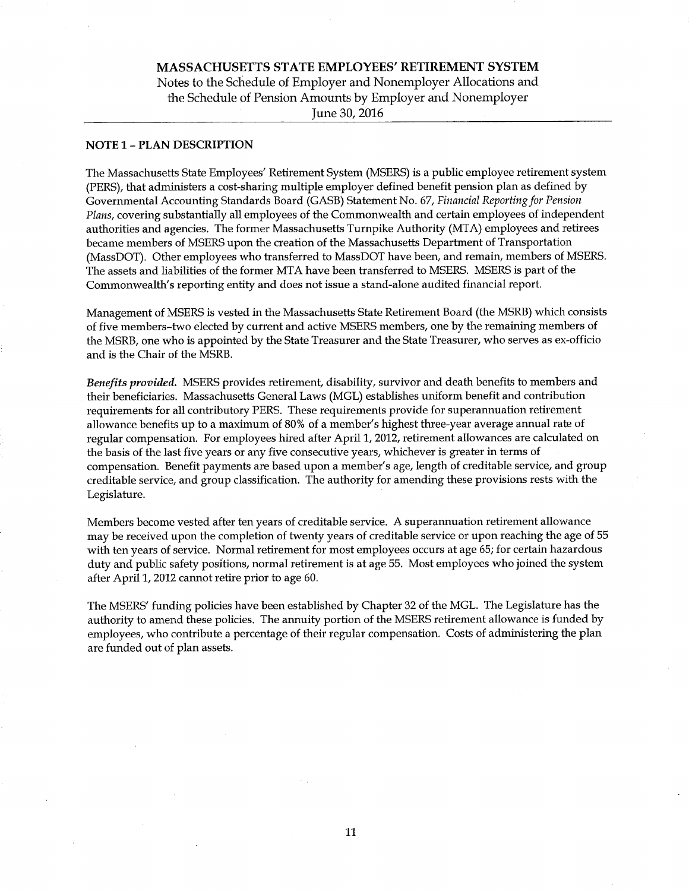# MASSACHUSETTS STATE EMPLOYEES' RETIREMENT SYSTEM

Notes to the Schedule of Employer and Nonemployer Allocations and the Schedule of Pension Amounts by Employer and Nonemployer

June 30, 2016

## NOTE 1 – PLAN DESCRIPTION

The Massachusetts State Employees' Retirement System (MSERS) is a public employee retirement system (PERS), that administers a cost-sharing multiple employer defined benefit pension plan as defined by Governmental Accounting Standards Board (GASB) Statement No. 67, *Financial Reporting for Pension Plans,* covering substantially all employees of the Commonwealth and certain employees of independent authorities and agencies. The former Massachusetts Turnpike Authority (MTA) employees and retirees became members of MSERS upon the creation of the Massachusetts Department of Transportation (MassDOT). Other employees who transferred to MassDOT have been, and remain, members of MSERS. The assets and liabilities of the former MTA have been transferred to MSERS. MSERS is part of the Commonwealth's reporting entity and does not issue a stand-alone audited financial report.

Management of MSERS is vested in the Massachusetts State Retirement Board (the MSRB) which consists of five members–two elected by current and active MSERS members, one by the remaining members of the MSRB, one who is appointed by the State Treasurer and the State Treasurer, who serves as ex-officio and is the Chair of the MSRB.

***Benefits provided.*** MSERS provides retirement, disability, survivor and death benefits to members and their beneficiaries. Massachusetts General Laws (MGL) establishes uniform benefit and contribution requirements for all contributory PERS. These requirements provide for superannuation retirement allowance benefits up to a maximum of 80% of a member's highest three-year average annual rate of regular compensation. For employees hired after April 1, 2012, retirement allowances are calculated on the basis of the last five years or any five consecutive years, whichever is greater in terms of compensation. Benefit payments are based upon a member's age, length of creditable service, and group creditable service, and group classification. The authority for amending these provisions rests with the Legislature.

Members become vested after ten years of creditable service. A superannuation retirement allowance may be received upon the completion of twenty years of creditable service or upon reaching the age of 55 with ten years of service. Normal retirement for most employees occurs at age 65; for certain hazardous duty and public safety positions, normal retirement is at age 55. Most employees who joined the system after April 1, 2012 cannot retire prior to age 60.

The MSERS' funding policies have been established by Chapter 32 of the MGL. The Legislature has the authority to amend these policies. The annuity portion of the MSERS retirement allowance is funded by employees, who contribute a percentage of their regular compensation. Costs of administering the plan are funded out of plan assets.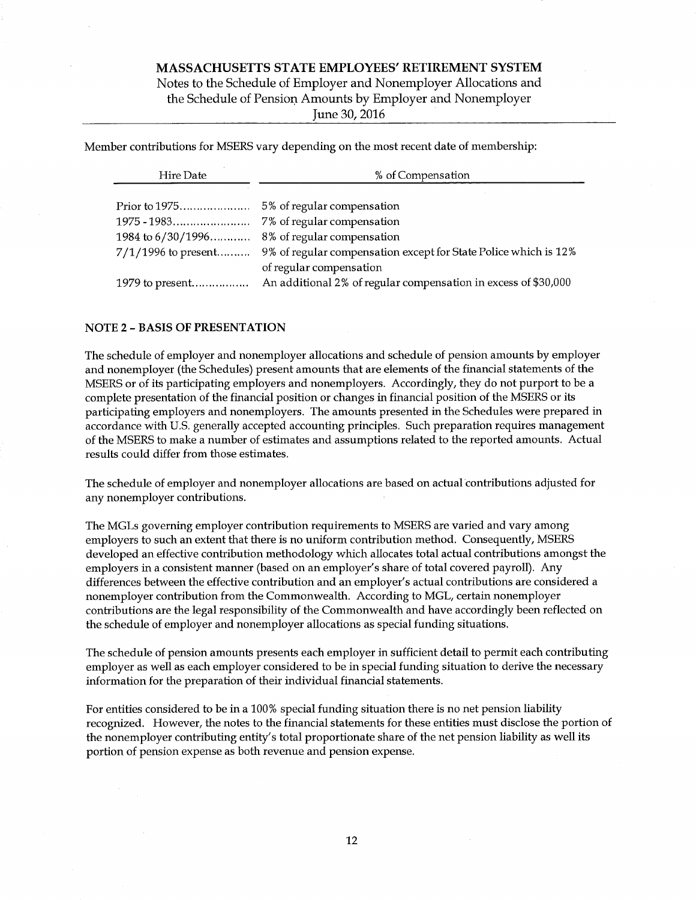Member contributions for MSERS vary depending on the most recent date of membership:

| Hire Date | % of Compensation |
| --- | --- |
| Prior to 1975 | 5% of regular compensation |
| 1975 - 1983 | 7% of regular compensation |
| 1984 to 6/30/1996 | 8% of regular compensation |
| 7/1/1996 to present | 9% of regular compensation except for State Police which is 12% of regular compensation |
| 1979 to present | An additional 2% of regular compensation in excess of $30,000 |

## NOTE 2 – BASIS OF PRESENTATION

The schedule of employer and nonemployer allocations and schedule of pension amounts by employer and nonemployer (the Schedules) present amounts that are elements of the financial statements of the MSERS or of its participating employers and nonemployers. Accordingly, they do not purport to be a complete presentation of the financial position or changes in financial position of the MSERS or its participating employers and nonemployers. The amounts presented in the Schedules were prepared in accordance with U.S. generally accepted accounting principles. Such preparation requires management of the MSERS to make a number of estimates and assumptions related to the reported amounts. Actual results could differ from those estimates.

The schedule of employer and nonemployer allocations are based on actual contributions adjusted for any nonemployer contributions.

The MGLs governing employer contribution requirements to MSERS are varied and vary among employers to such an extent that there is no uniform contribution method. Consequently, MSERS developed an effective contribution methodology which allocates total actual contributions amongst the employers in a consistent manner (based on an employer's share of total covered payroll). Any differences between the effective contribution and an employer's actual contributions are considered a nonemployer contribution from the Commonwealth. According to MGL, certain nonemployer contributions are the legal responsibility of the Commonwealth and have accordingly been reflected on the schedule of employer and nonemployer allocations as special funding situations.

The schedule of pension amounts presents each employer in sufficient detail to permit each contributing employer as well as each employer considered to be in special funding situation to derive the necessary information for the preparation of their individual financial statements.

For entities considered to be in a 100% special funding situation there is no net pension liability recognized. However, the notes to the financial statements for these entities must disclose the portion of the nonemployer contributing entity's total proportionate share of the net pension liability as well its portion of pension expense as both revenue and pension expense.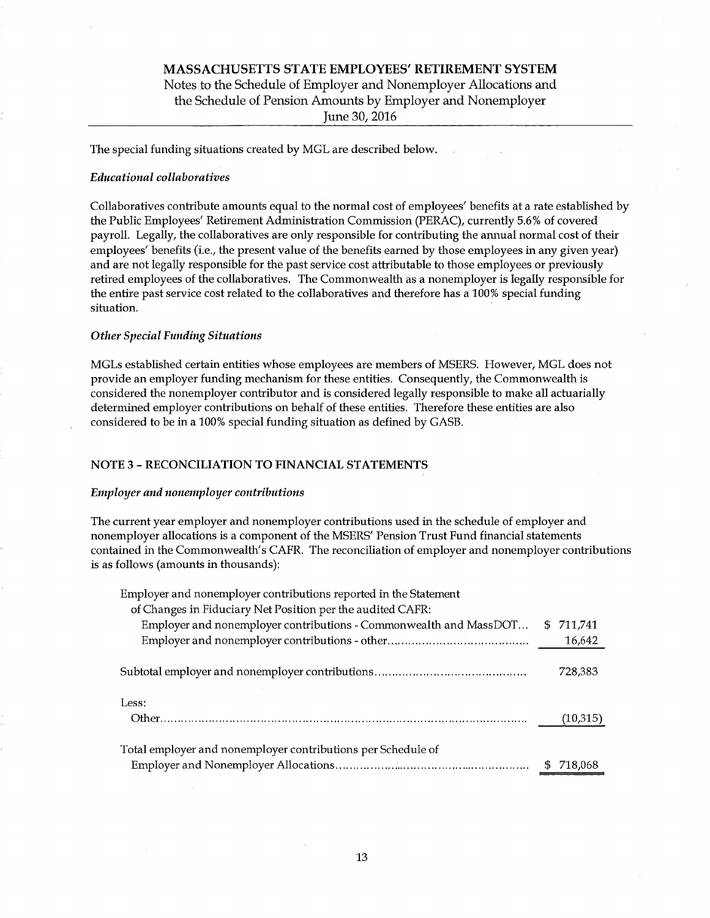The special funding situations created by MGL are described below.

*Educational collaboratives*

Collaboratives contribute amounts equal to the normal cost of employees' benefits at a rate established by the Public Employees' Retirement Administration Commission (PERAC), currently 5.6% of covered payroll. Legally, the collaboratives are only responsible for contributing the annual normal cost of their employees' benefits (i.e., the present value of the benefits earned by those employees in any given year) and are not legally responsible for the past service cost attributable to those employees or previously retired employees of the collaboratives. The Commonwealth as a nonemployer is legally responsible for the entire past service cost related to the collaboratives and therefore has a 100% special funding situation.

*Other Special Funding Situations*

MGLs established certain entities whose employees are members of MSERS. However, MGL does not provide an employer funding mechanism for these entities. Consequently, the Commonwealth is considered the nonemployer contributor and is considered legally responsible to make all actuarially determined employer contributions on behalf of these entities. Therefore these entities are also considered to be in a 100% special funding situation as defined by GASB.

## NOTE 3 – RECONCILIATION TO FINANCIAL STATEMENTS

*Employer and nonemployer contributions*

The current year employer and nonemployer contributions used in the schedule of employer and nonemployer allocations is a component of the MSERS' Pension Trust Fund financial statements contained in the Commonwealth's CAFR. The reconciliation of employer and nonemployer contributions is as follows (amounts in thousands):

| | |
|---|---|
| Employer and nonemployer contributions reported in the Statement of Changes in Fiduciary Net Position per the audited CAFR: | |
| Employer and nonemployer contributions - Commonwealth and MassDOT... | $ 711,741 |
| Employer and nonemployer contributions - other... | 16,642 |
| Subtotal employer and nonemployer contributions... | 728,383 |
| Less: | |
| Other... | (10,315) |
| Total employer and nonemployer contributions per Schedule of Employer and Nonemployer Allocations... | $ 718,068 |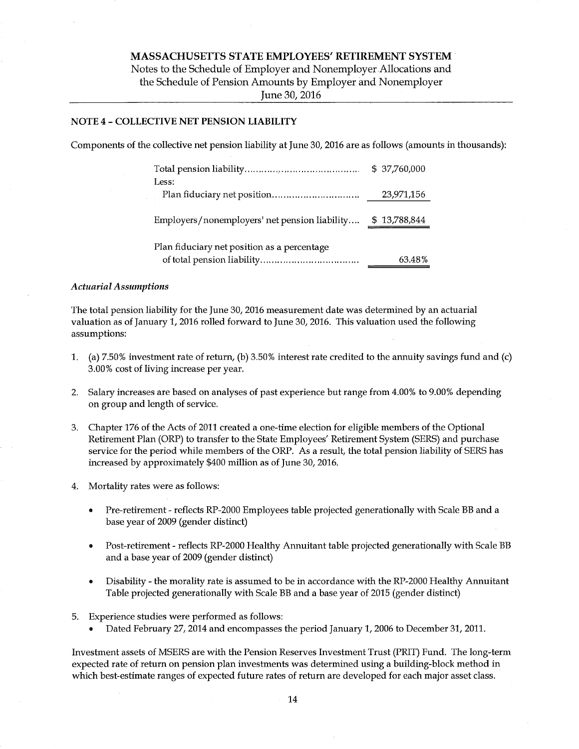# MASSACHUSETTS STATE EMPLOYEES' RETIREMENT SYSTEM

Notes to the Schedule of Employer and Nonemployer Allocations and the Schedule of Pension Amounts by Employer and Nonemployer

June 30, 2016

## NOTE 4 - COLLECTIVE NET PENSION LIABILITY

Components of the collective net pension liability at June 30, 2016 are as follows (amounts in thousands):

| | |
|---|---|
| Total pension liability | $ 37,760,000 |
| Less: | |
| Plan fiduciary net position | 23,971,156 |
| Employers/nonemployers' net pension liability | $ 13,788,844 |
| Plan fiduciary net position as a percentage of total pension liability | 63.48% |

### *Actuarial Assumptions*

The total pension liability for the June 30, 2016 measurement date was determined by an actuarial valuation as of January 1, 2016 rolled forward to June 30, 2016. This valuation used the following assumptions:

1. (a) 7.50% investment rate of return, (b) 3.50% interest rate credited to the annuity savings fund and (c) 3.00% cost of living increase per year.
2. Salary increases are based on analyses of past experience but range from 4.00% to 9.00% depending on group and length of service.
3. Chapter 176 of the Acts of 2011 created a one-time election for eligible members of the Optional Retirement Plan (ORP) to transfer to the State Employees' Retirement System (SERS) and purchase service for the period while members of the ORP. As a result, the total pension liability of SERS has increased by approximately $400 million as of June 30, 2016.
4. Mortality rates were as follows:
   - Pre-retirement - reflects RP-2000 Employees table projected generationally with Scale BB and a base year of 2009 (gender distinct)
   - Post-retirement - reflects RP-2000 Healthy Annuitant table projected generationally with Scale BB and a base year of 2009 (gender distinct)
   - Disability - the morality rate is assumed to be in accordance with the RP-2000 Healthy Annuitant Table projected generationally with Scale BB and a base year of 2015 (gender distinct)
5. Experience studies were performed as follows:
   - Dated February 27, 2014 and encompasses the period January 1, 2006 to December 31, 2011.

Investment assets of MSERS are with the Pension Reserves Investment Trust (PRIT) Fund. The long-term expected rate of return on pension plan investments was determined using a building-block method in which best-estimate ranges of expected future rates of return are developed for each major asset class.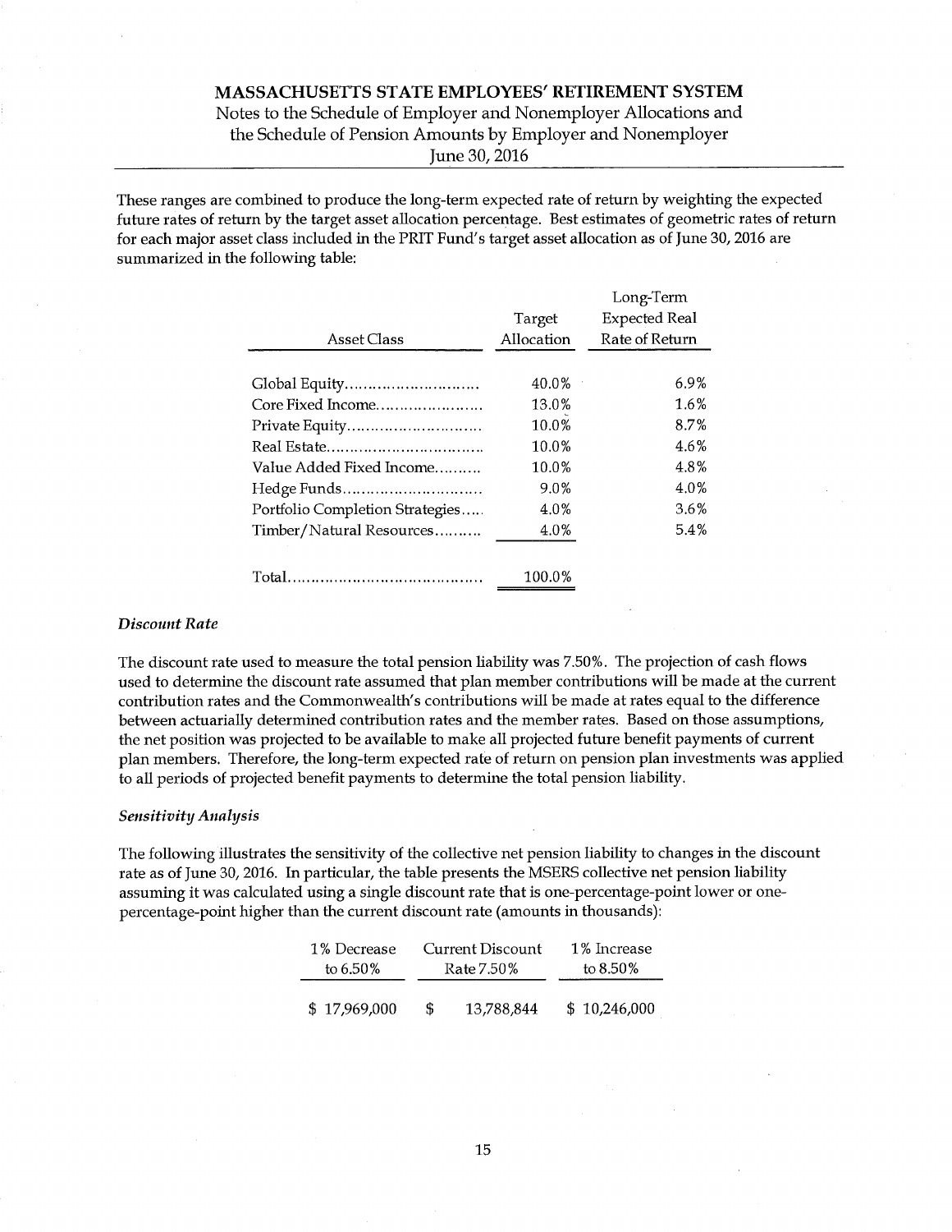These ranges are combined to produce the long-term expected rate of return by weighting the expected future rates of return by the target asset allocation percentage. Best estimates of geometric rates of return for each major asset class included in the PRIT Fund's target asset allocation as of June 30, 2016 are summarized in the following table:

| Asset Class | Target Allocation | Long-Term Expected Real Rate of Return |
|---|---|---|
| Global Equity | 40.0% | 6.9% |
| Core Fixed Income | 13.0% | 1.6% |
| Private Equity | 10.0% | 8.7% |
| Real Estate | 10.0% | 4.6% |
| Value Added Fixed Income | 10.0% | 4.8% |
| Hedge Funds | 9.0% | 4.0% |
| Portfolio Completion Strategies | 4.0% | 3.6% |
| Timber/Natural Resources | 4.0% | 5.4% |
| Total | 100.0% | |

### *Discount Rate*

The discount rate used to measure the total pension liability was 7.50%. The projection of cash flows used to determine the discount rate assumed that plan member contributions will be made at the current contribution rates and the Commonwealth's contributions will be made at rates equal to the difference between actuarially determined contribution rates and the member rates. Based on those assumptions, the net position was projected to be available to make all projected future benefit payments of current plan members. Therefore, the long-term expected rate of return on pension plan investments was applied to all periods of projected benefit payments to determine the total pension liability.

### *Sensitivity Analysis*

The following illustrates the sensitivity of the collective net pension liability to changes in the discount rate as of June 30, 2016. In particular, the table presents the MSERS collective net pension liability assuming it was calculated using a single discount rate that is one-percentage-point lower or one-percentage-point higher than the current discount rate (amounts in thousands):

| 1% Decrease to 6.50% | Current Discount Rate 7.50% | 1% Increase to 8.50% |
|---|---|---|
| $ 17,969,000 | $ 13,788,844 | $ 10,246,000 |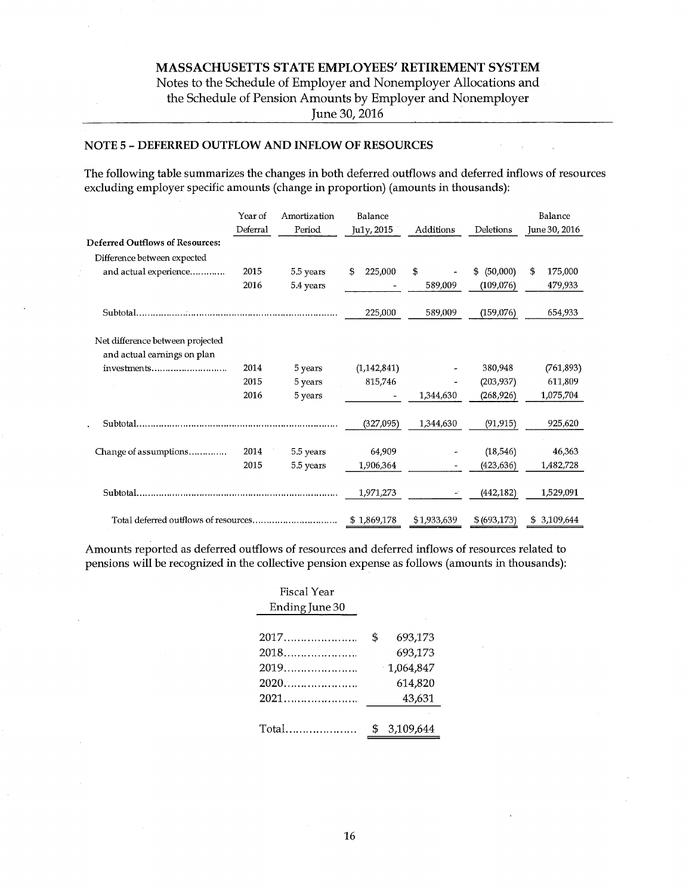## MASSACHUSETTS STATE EMPLOYEES' RETIREMENT SYSTEM

Notes to the Schedule of Employer and Nonemployer Allocations and the Schedule of Pension Amounts by Employer and Nonemployer

June 30, 2016

### NOTE 5 – DEFERRED OUTFLOW AND INFLOW OF RESOURCES

The following table summarizes the changes in both deferred outflows and deferred inflows of resources excluding employer specific amounts (change in proportion) (amounts in thousands):

| | Year of Deferral | Amortization Period | Balance July, 2015 | Additions | Deletions | Balance June 30, 2016 |
|---|---|---|---|---|---|---|
| **Deferred Outflows of Resources:** | | | | | | |
| Difference between expected and actual experience............ | 2015 | 5.5 years | $ 225,000 | $ - | $ (50,000) | $ 175,000 |
| | 2016 | 5.4 years | - | 589,009 | (109,076) | 479,933 |
| Subtotal.............. | | | 225,000 | 589,009 | (159,076) | 654,933 |
| Net difference between projected and actual earnings on plan investments.......................... | 2014 | 5 years | (1,142,841) | - | 380,948 | (761,893) |
| | 2015 | 5 years | 815,746 | - | (203,937) | 611,809 |
| | 2016 | 5 years | - | 1,344,630 | (268,926) | 1,075,704 |
| Subtotal.............. | | | (327,095) | 1,344,630 | (91,915) | 925,620 |
| Change of assumptions............. | 2014 | 5.5 years | 64,909 | - | (18,546) | 46,363 |
| | 2015 | 5.5 years | 1,906,364 | - | (423,636) | 1,482,728 |
| Subtotal.............. | | | 1,971,273 | - | (442,182) | 1,529,091 |
| Total deferred outflows of resources.............................. | | | $ 1,869,178 | $ 1,933,639 | $ (693,173) | $ 3,109,644 |

Amounts reported as deferred outflows of resources and deferred inflows of resources related to pensions will be recognized in the collective pension expense as follows (amounts in thousands):

| Fiscal Year Ending June 30 | |
|---|---|
| 2017...................... | $ 693,173 |
| 2018...................... | 693,173 |
| 2019...................... | 1,064,847 |
| 2020...................... | 614,820 |
| 2021...................... | 43,631 |
| Total.................... | $ 3,109,644 |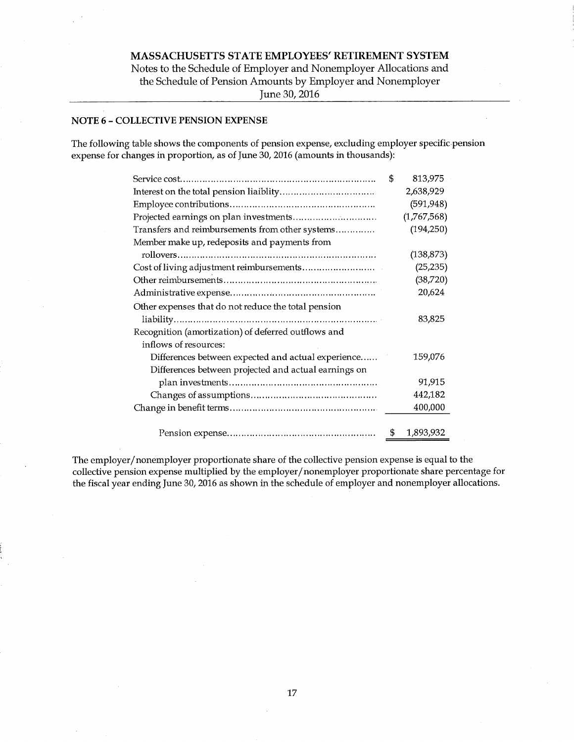# MASSACHUSETTS STATE EMPLOYEES' RETIREMENT SYSTEM

Notes to the Schedule of Employer and Nonemployer Allocations and the Schedule of Pension Amounts by Employer and Nonemployer

June 30, 2016

## NOTE 6 – COLLECTIVE PENSION EXPENSE

The following table shows the components of pension expense, excluding employer specific pension expense for changes in proportion, as of June 30, 2016 (amounts in thousands):

| | |
|---|---|
| Service cost | $ 813,975 |
| Interest on the total pension liaiblity | 2,638,929 |
| Employee contributions | (591,948) |
| Projected earnings on plan investments | (1,767,568) |
| Transfers and reimbursements from other systems | (194,250) |
| Member make up, redeposits and payments from rollovers | (138,873) |
| Cost of living adjustment reimbursements | (25,235) |
| Other reimbursements | (38,720) |
| Administrative expense | 20,624 |
| Other expenses that do not reduce the total pension liability | 83,825 |
| Recognition (amortization) of deferred outflows and inflows of resources: | |
| Differences between expected and actual experience | 159,076 |
| Differences between projected and actual earnings on plan investments | 91,915 |
| Changes of assumptions | 442,182 |
| Change in benefit terms | 400,000 |
| Pension expense | $ 1,893,932 |

The employer/nonemployer proportionate share of the collective pension expense is equal to the collective pension expense multiplied by the employer/nonemployer proportionate share percentage for the fiscal year ending June 30, 2016 as shown in the schedule of employer and nonemployer allocations.